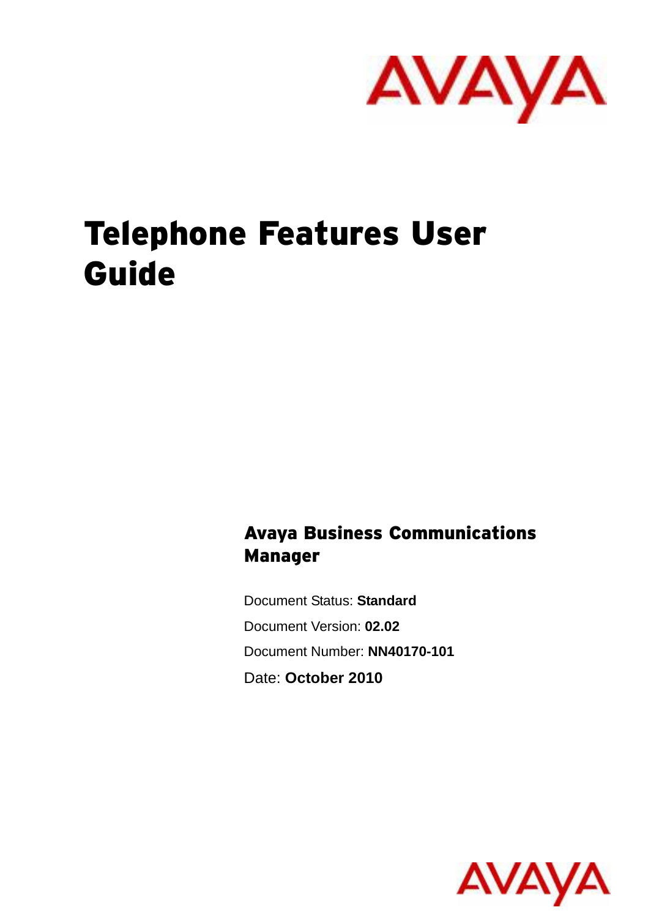# Telephone Features User Guide

## Avaya Business Communications Manager

Document Status: **Standard**

Document Version: **02.02**

Document Number: **NN40170-101**

Date: **October 2010**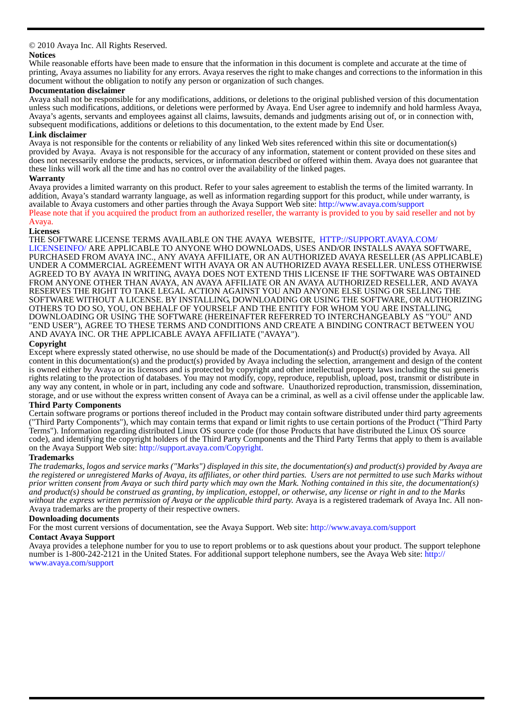© 2010 Avaya Inc. All Rights Reserved.

**Notices**

While reasonable efforts have been made to ensure that the information in this document is complete and accurate at the time of printing, Avaya assumes no liability for any errors. Avaya reserves the right to make changes and corrections to the information in this document without the obligation to notify any person or organization of such changes.

**Documentation disclaimer**

Avaya shall not be responsible for any modifications, additions, or deletions to the original published version of this documentation unless such modifications, additions, or deletions were performed by Avaya. End User agree to indemnify and hold harmless Avaya, Avaya's agents, servants and employees against all claims, lawsuits, demands and judgments arising out of, or in connection with, subsequent modifications, additions or deletions to this documentation, to the extent made by End User.

**Link disclaimer**

Avaya is not responsible for the contents or reliability of any linked Web sites referenced within this site or documentation(s) provided by Avaya. Avaya is not responsible for the accuracy of any information, statement or content provided on these sites and does not necessarily endorse the products, services, or information described or offered within them. Avaya does not guarantee that these links will work all the time and has no control over the availability of the linked pages.

**Warranty**

Avaya provides a limited warranty on this product. Refer to your sales agreement to establish the terms of the limited warranty. In addition, Avaya's standard warranty language, as well as information regarding support for this product, while under warranty, is available to Avaya customers and other parties through the Avaya Support Web site: http://www.avaya.com/support

Please note that if you acquired the product from an authorized reseller, the warranty is provided to you by said reseller and not by Avaya.

**Licenses**

THE SOFTWARE LICENSE TERMS AVAILABLE ON THE AVAYA WEBSITE, HTTP://SUPPORT.AVAYA.COM/LICENSEINFO/ ARE APPLICABLE TO ANYONE WHO DOWNLOADS, USES AND/OR INSTALLS AVAYA SOFTWARE, PURCHASED FROM AVAYA INC., ANY AVAYA AFFILIATE, OR AN AUTHORIZED AVAYA RESELLER (AS APPLICABLE) UNDER A COMMERCIAL AGREEMENT WITH AVAYA OR AN AUTHORIZED AVAYA RESELLER. UNLESS OTHERWISE AGREED TO BY AVAYA IN WRITING, AVAYA DOES NOT EXTEND THIS LICENSE IF THE SOFTWARE WAS OBTAINED FROM ANYONE OTHER THAN AVAYA, AN AVAYA AFFILIATE OR AN AVAYA AUTHORIZED RESELLER, AND AVAYA RESERVES THE RIGHT TO TAKE LEGAL ACTION AGAINST YOU AND ANYONE ELSE USING OR SELLING THE SOFTWARE WITHOUT A LICENSE. BY INSTALLING, DOWNLOADING OR USING THE SOFTWARE, OR AUTHORIZING OTHERS TO DO SO, YOU, ON BEHALF OF YOURSELF AND THE ENTITY FOR WHOM YOU ARE INSTALLING, DOWNLOADING OR USING THE SOFTWARE (HEREINAFTER REFERRED TO INTERCHANGEABLY AS "YOU" AND "END USER"), AGREE TO THESE TERMS AND CONDITIONS AND CREATE A BINDING CONTRACT BETWEEN YOU AND AVAYA INC. OR THE APPLICABLE AVAYA AFFILIATE ("AVAYA").

**Copyright**

Except where expressly stated otherwise, no use should be made of the Documentation(s) and Product(s) provided by Avaya. All content in this documentation(s) and the product(s) provided by Avaya including the selection, arrangement and design of the content is owned either by Avaya or its licensors and is protected by copyright and other intellectual property laws including the sui generis rights relating to the protection of databases. You may not modify, copy, reproduce, republish, upload, post, transmit or distribute in any way any content, in whole or in part, including any code and software. Unauthorized reproduction, transmission, dissemination, storage, and or use without the express written consent of Avaya can be a criminal, as well as a civil offense under the applicable law.

**Third Party Components**

Certain software programs or portions thereof included in the Product may contain software distributed under third party agreements ("Third Party Components"), which may contain terms that expand or limit rights to use certain portions of the Product ("Third Party Terms"). Information regarding distributed Linux OS source code (for those Products that have distributed the Linux OS source code), and identifying the copyright holders of the Third Party Components and the Third Party Terms that apply to them is available on the Avaya Support Web site: http://support.avaya.com/Copyright.

**Trademarks**

*The trademarks, logos and service marks ("Marks") displayed in this site, the documentation(s) and product(s) provided by Avaya are the registered or unregistered Marks of Avaya, its affiliates, or other third parties. Users are not permitted to use such Marks without prior written consent from Avaya or such third party which may own the Mark. Nothing contained in this site, the documentation(s) and product(s) should be construed as granting, by implication, estoppel, or otherwise, any license or right in and to the Marks without the express written permission of Avaya or the applicable third party.* Avaya is a registered trademark of Avaya Inc. All non-Avaya trademarks are the property of their respective owners.

**Downloading documents**

For the most current versions of documentation, see the Avaya Support. Web site: http://www.avaya.com/support

**Contact Avaya Support**

Avaya provides a telephone number for you to use to report problems or to ask questions about your product. The support telephone number is 1-800-242-2121 in the United States. For additional support telephone numbers, see the Avaya Web site: http://www.avaya.com/support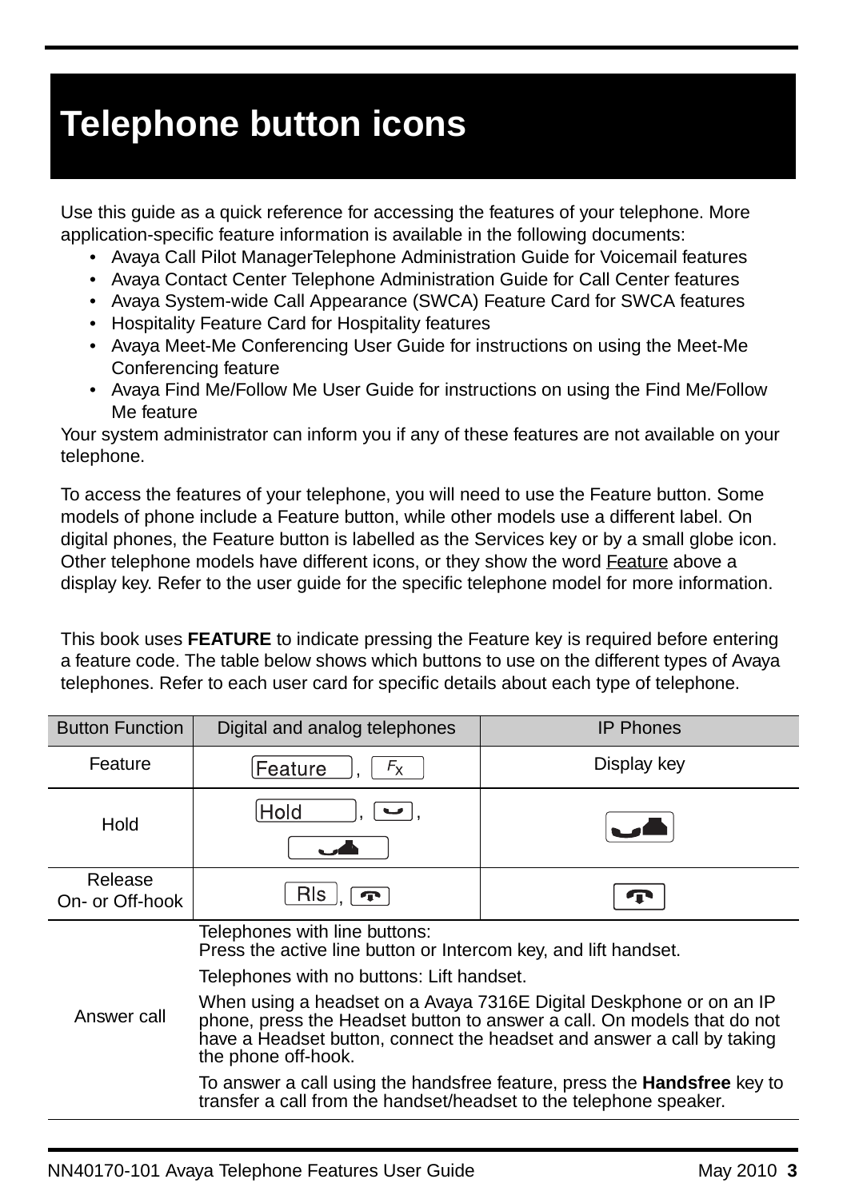# Telephone button icons

Use this guide as a quick reference for accessing the features of your telephone. More application-specific feature information is available in the following documents:

- Avaya Call Pilot ManagerTelephone Administration Guide for Voicemail features
- Avaya Contact Center Telephone Administration Guide for Call Center features
- Avaya System-wide Call Appearance (SWCA) Feature Card for SWCA features
- Hospitality Feature Card for Hospitality features
- Avaya Meet-Me Conferencing User Guide for instructions on using the Meet-Me Conferencing feature
- Avaya Find Me/Follow Me User Guide for instructions on using the Find Me/Follow Me feature

Your system administrator can inform you if any of these features are not available on your telephone.

To access the features of your telephone, you will need to use the Feature button. Some models of phone include a Feature button, while other models use a different label. On digital phones, the Feature button is labelled as the Services key or by a small globe icon. Other telephone models have different icons, or they show the word Feature above a display key. Refer to the user guide for the specific telephone model for more information.

This book uses **FEATURE** to indicate pressing the Feature key is required before entering a feature code. The table below shows which buttons to use on the different types of Avaya telephones. Refer to each user card for specific details about each type of telephone.

| Button Function | Digital and analog telephones | IP Phones |
|---|---|---|
| Feature | [Feature], [Fx] | Display key |
| Hold | [Hold], [hold icon], [hold icon] | [hold icon] |
| Release On- or Off-hook | [Rls], [release icon] | [release icon] |
| Answer call | Telephones with line buttons: Press the active line button or Intercom key, and lift handset. <br> Telephones with no buttons: Lift handset. <br> When using a headset on a Avaya 7316E Digital Deskphone or on an IP phone, press the Headset button to answer a call. On models that do not have a Headset button, connect the headset and answer a call by taking the phone off-hook. <br> To answer a call using the handsfree feature, press the **Handsfree** key to transfer a call from the handset/headset to the telephone speaker. | |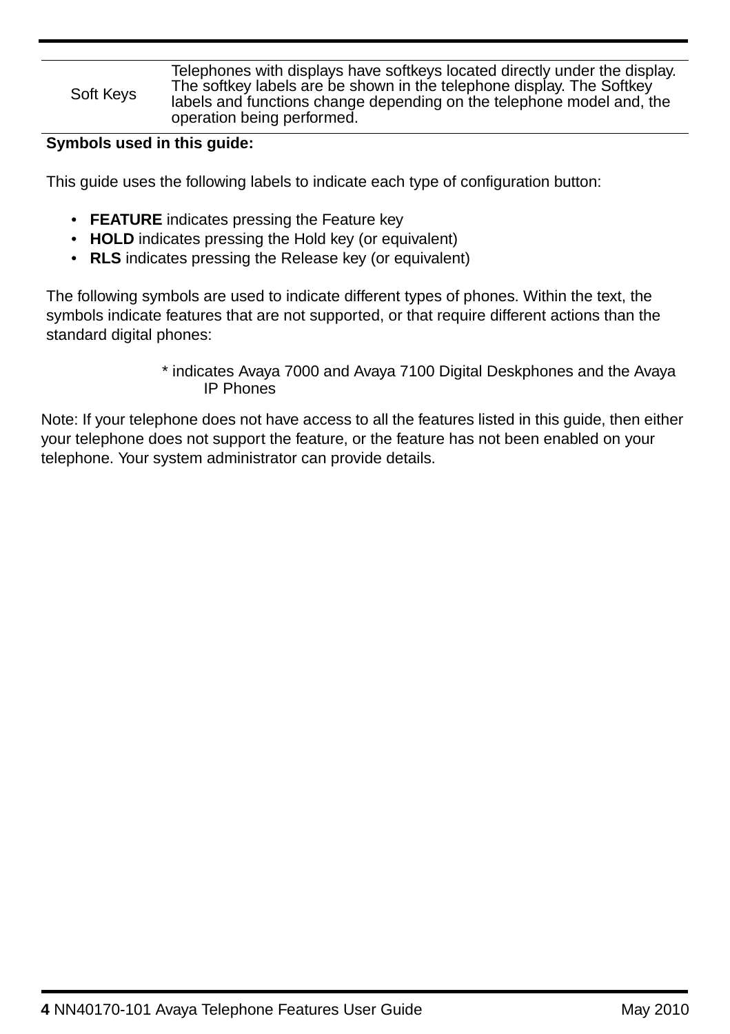| Soft Keys | Telephones with displays have softkeys located directly under the display. The softkey labels are be shown in the telephone display. The Softkey labels and functions change depending on the telephone model and, the operation being performed. |
|---|---|

**Symbols used in this guide:**

This guide uses the following labels to indicate each type of configuration button:

- **FEATURE** indicates pressing the Feature key
- **HOLD** indicates pressing the Hold key (or equivalent)
- **RLS** indicates pressing the Release key (or equivalent)

The following symbols are used to indicate different types of phones. Within the text, the symbols indicate features that are not supported, or that require different actions than the standard digital phones:

* indicates Avaya 7000 and Avaya 7100 Digital Deskphones and the Avaya IP Phones

Note: If your telephone does not have access to all the features listed in this guide, then either your telephone does not support the feature, or the feature has not been enabled on your telephone. Your system administrator can provide details.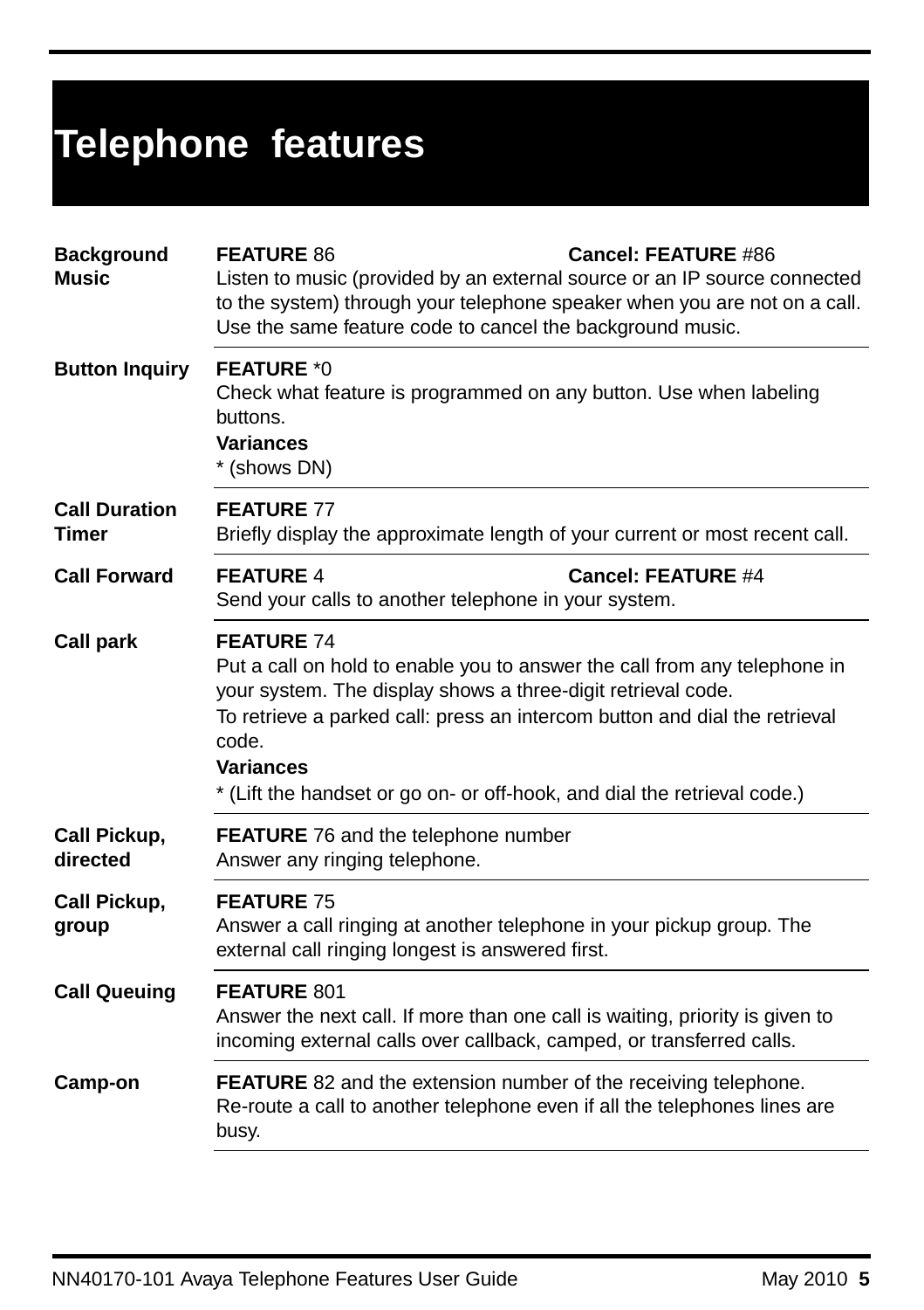# Telephone features

| | |
|---|---|
| **Background Music** | **FEATURE** 86 **Cancel: FEATURE** #86<br>Listen to music (provided by an external source or an IP source connected to the system) through your telephone speaker when you are not on a call. Use the same feature code to cancel the background music. |
| **Button Inquiry** | **FEATURE** *0<br>Check what feature is programmed on any button. Use when labeling buttons.<br>**Variances**<br>* (shows DN) |
| **Call Duration Timer** | **FEATURE** 77<br>Briefly display the approximate length of your current or most recent call. |
| **Call Forward** | **FEATURE** 4 **Cancel: FEATURE** #4<br>Send your calls to another telephone in your system. |
| **Call park** | **FEATURE** 74<br>Put a call on hold to enable you to answer the call from any telephone in your system. The display shows a three-digit retrieval code.<br>To retrieve a parked call: press an intercom button and dial the retrieval code.<br>**Variances**<br>* (Lift the handset or go on- or off-hook, and dial the retrieval code.) |
| **Call Pickup, directed** | **FEATURE** 76 and the telephone number<br>Answer any ringing telephone. |
| **Call Pickup, group** | **FEATURE** 75<br>Answer a call ringing at another telephone in your pickup group. The external call ringing longest is answered first. |
| **Call Queuing** | **FEATURE** 801<br>Answer the next call. If more than one call is waiting, priority is given to incoming external calls over callback, camped, or transferred calls. |
| **Camp-on** | **FEATURE** 82 and the extension number of the receiving telephone.<br>Re-route a call to another telephone even if all the telephones lines are busy. |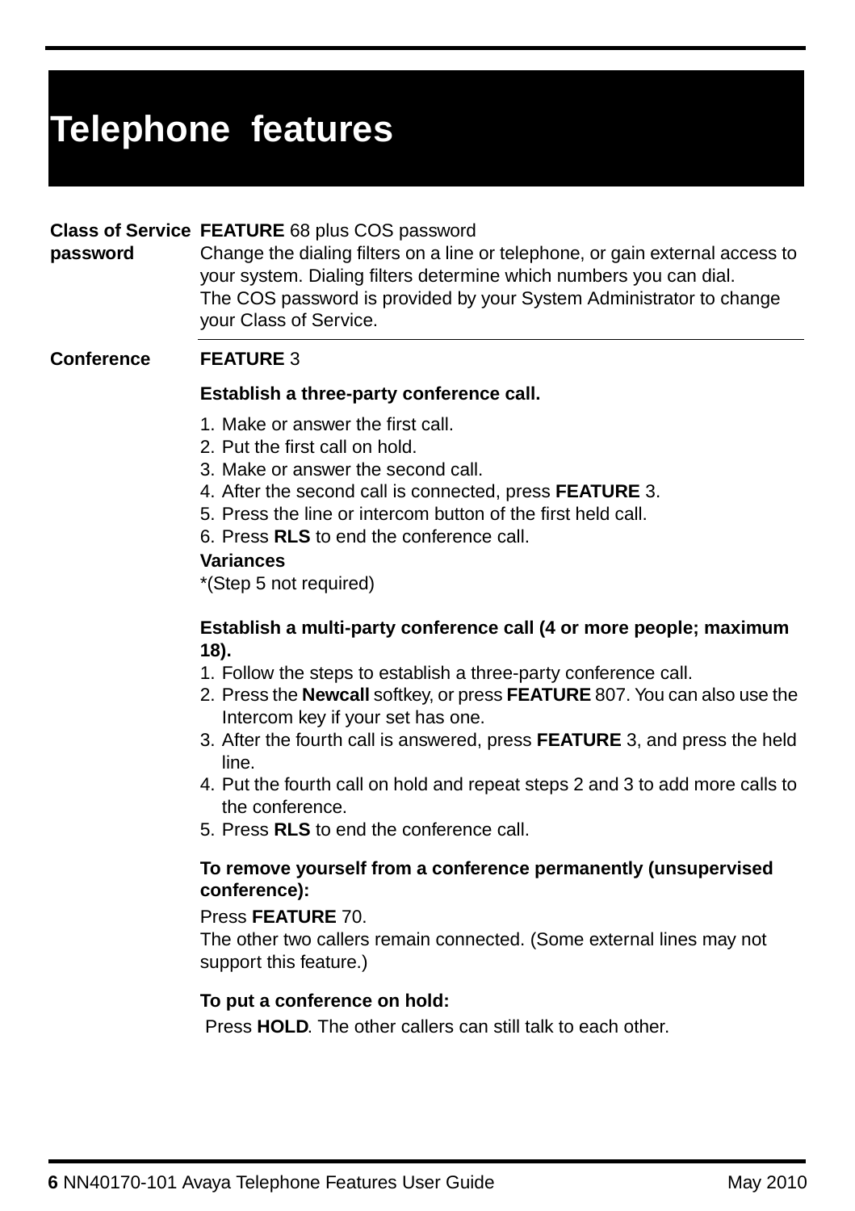# Telephone features

**Class of Service password**

**FEATURE** 68 plus COS password
Change the dialing filters on a line or telephone, or gain external access to your system. Dialing filters determine which numbers you can dial.
The COS password is provided by your System Administrator to change your Class of Service.

---

**Conference**

**FEATURE** 3

**Establish a three-party conference call.**

1. Make or answer the first call.
2. Put the first call on hold.
3. Make or answer the second call.
4. After the second call is connected, press **FEATURE** 3.
5. Press the line or intercom button of the first held call.
6. Press **RLS** to end the conference call.

**Variances**
*(Step 5 not required)

**Establish a multi-party conference call (4 or more people; maximum 18).**

1. Follow the steps to establish a three-party conference call.
2. Press the **Newcall** softkey, or press **FEATURE** 807. You can also use the Intercom key if your set has one.
3. After the fourth call is answered, press **FEATURE** 3, and press the held line.
4. Put the fourth call on hold and repeat steps 2 and 3 to add more calls to the conference.
5. Press **RLS** to end the conference call.

**To remove yourself from a conference permanently (unsupervised conference):**

Press **FEATURE** 70.
The other two callers remain connected. (Some external lines may not support this feature.)

**To put a conference on hold:**

Press **HOLD**. The other callers can still talk to each other.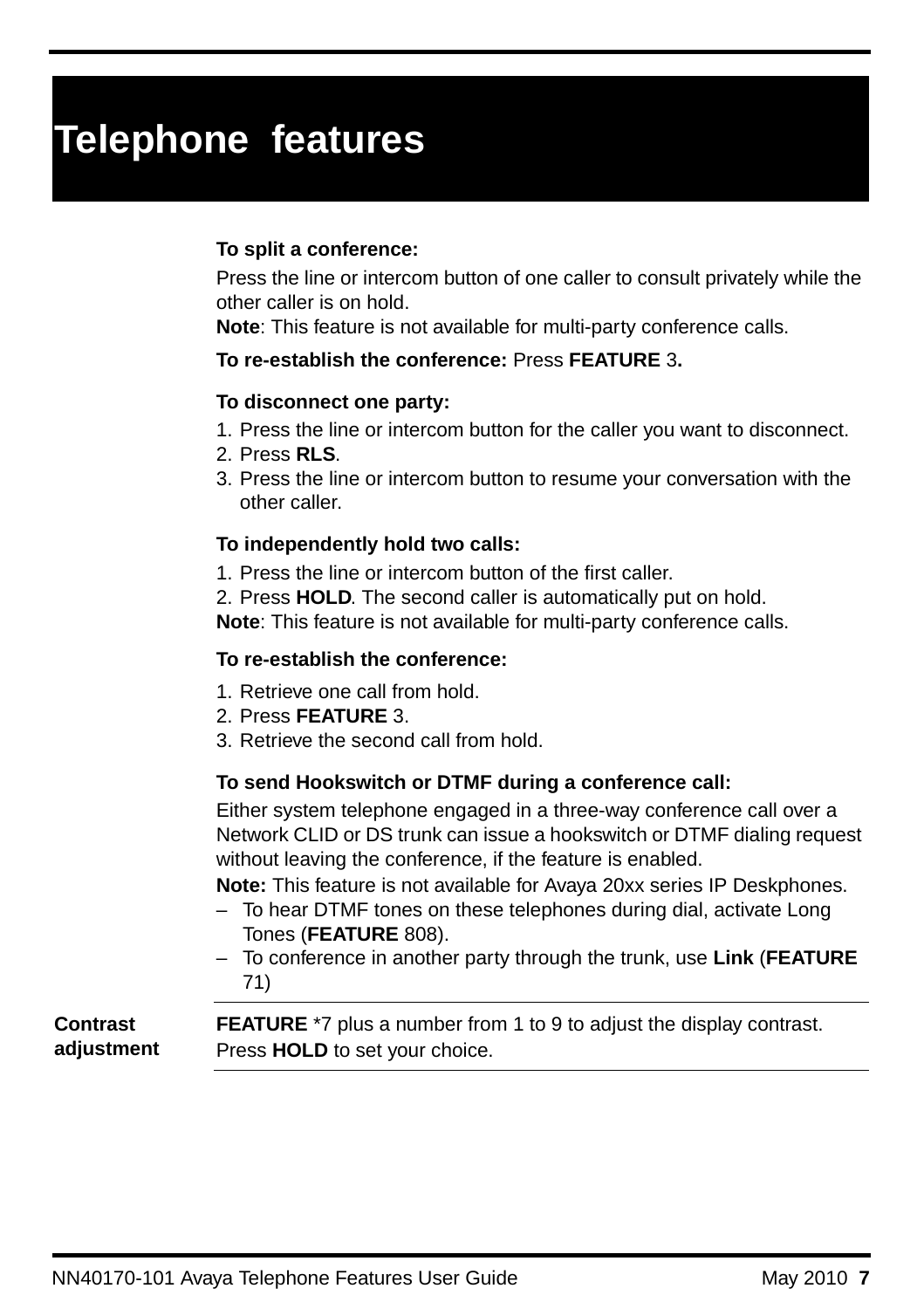# Telephone features

**To split a conference:**

Press the line or intercom button of one caller to consult privately while the other caller is on hold.
**Note**: This feature is not available for multi-party conference calls.

**To re-establish the conference:** Press **FEATURE** 3**.**

**To disconnect one party:**

1. Press the line or intercom button for the caller you want to disconnect.
2. Press **RLS**.
3. Press the line or intercom button to resume your conversation with the other caller.

**To independently hold two calls:**

1. Press the line or intercom button of the first caller.
2. Press **HOLD**. The second caller is automatically put on hold.

**Note**: This feature is not available for multi-party conference calls.

**To re-establish the conference:**

1. Retrieve one call from hold.
2. Press **FEATURE** 3.
3. Retrieve the second call from hold.

**To send Hookswitch or DTMF during a conference call:**

Either system telephone engaged in a three-way conference call over a Network CLID or DS trunk can issue a hookswitch or DTMF dialing request without leaving the conference, if the feature is enabled.

**Note:** This feature is not available for Avaya 20xx series IP Deskphones.

- To hear DTMF tones on these telephones during dial, activate Long Tones (**FEATURE** 808).
- To conference in another party through the trunk, use **Link** (**FEATURE** 71)

**Contrast adjustment**

**FEATURE** *7 plus a number from 1 to 9 to adjust the display contrast. Press **HOLD** to set your choice.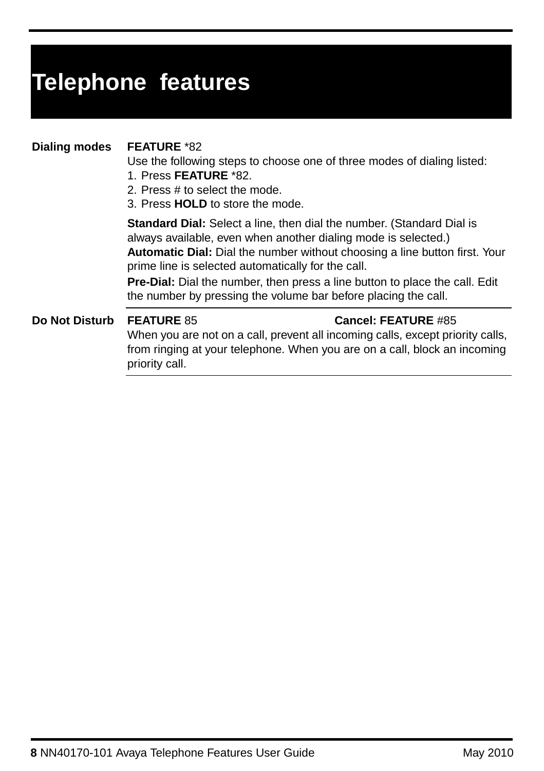# Telephone features

**Dialing modes**

**FEATURE** *82

Use the following steps to choose one of three modes of dialing listed:

1. Press **FEATURE** *82.
2. Press # to select the mode.
3. Press **HOLD** to store the mode.

**Standard Dial:** Select a line, then dial the number. (Standard Dial is always available, even when another dialing mode is selected.)

**Automatic Dial:** Dial the number without choosing a line button first. Your prime line is selected automatically for the call.

**Pre-Dial:** Dial the number, then press a line button to place the call. Edit the number by pressing the volume bar before placing the call.

---

**Do Not Disturb**

**FEATURE** 85    **Cancel: FEATURE** #85

When you are not on a call, prevent all incoming calls, except priority calls, from ringing at your telephone. When you are on a call, block an incoming priority call.

---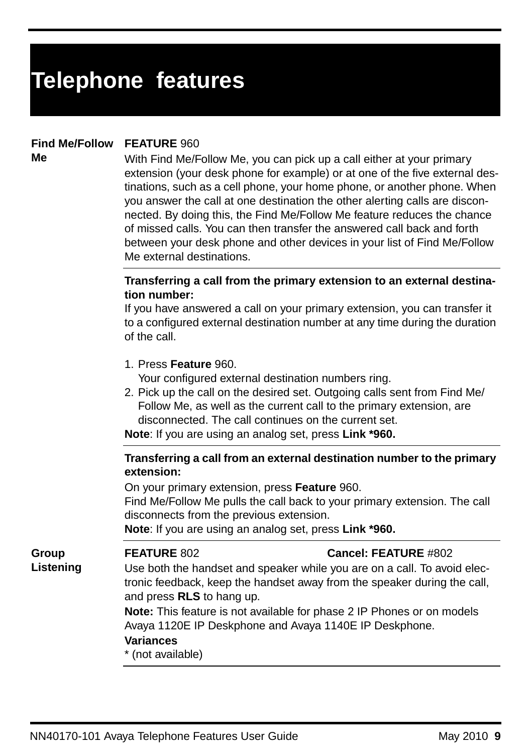# Telephone features

## Find Me/Follow Me

**FEATURE** 960

With Find Me/Follow Me, you can pick up a call either at your primary extension (your desk phone for example) or at one of the five external destinations, such as a cell phone, your home phone, or another phone. When you answer the call at one destination the other alerting calls are disconnected. By doing this, the Find Me/Follow Me feature reduces the chance of missed calls. You can then transfer the answered call back and forth between your desk phone and other devices in your list of Find Me/Follow Me external destinations.

**Transferring a call from the primary extension to an external destination number:**

If you have answered a call on your primary extension, you can transfer it to a configured external destination number at any time during the duration of the call.

1. Press **Feature** 960.
   Your configured external destination numbers ring.
2. Pick up the call on the desired set. Outgoing calls sent from Find Me/Follow Me, as well as the current call to the primary extension, are disconnected. The call continues on the current set.

**Note**: If you are using an analog set, press **Link *960.**

**Transferring a call from an external destination number to the primary extension:**

On your primary extension, press **Feature** 960.
Find Me/Follow Me pulls the call back to your primary extension. The call disconnects from the previous extension.
**Note**: If you are using an analog set, press **Link *960.**

## Group Listening

**FEATURE** 802 **Cancel: FEATURE** #802

Use both the handset and speaker while you are on a call. To avoid electronic feedback, keep the handset away from the speaker during the call, and press **RLS** to hang up.

**Note:** This feature is not available for phase 2 IP Phones or on models Avaya 1120E IP Deskphone and Avaya 1140E IP Deskphone.

**Variances**
* (not available)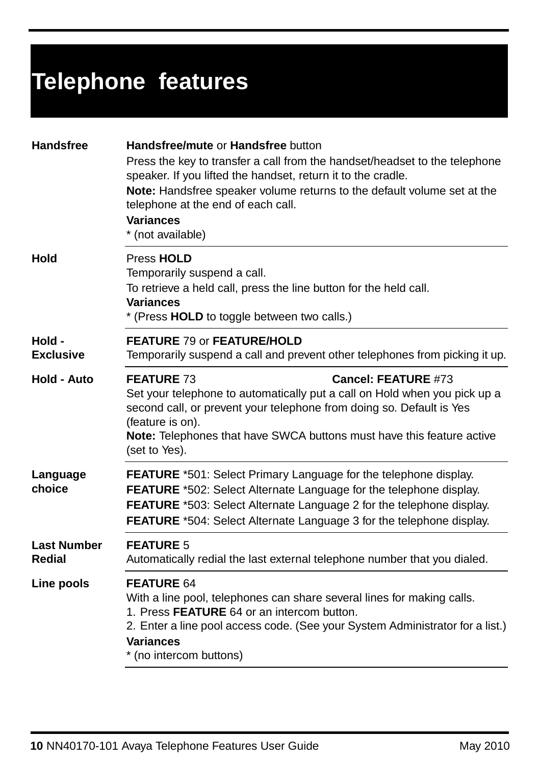# Telephone features

**Handsfree**

**Handsfree/mute** or **Handsfree** button

Press the key to transfer a call from the handset/headset to the telephone speaker. If you lifted the handset, return it to the cradle.

**Note:** Handsfree speaker volume returns to the default volume set at the telephone at the end of each call.

**Variances**
* (not available)

---

**Hold**

Press **HOLD**
Temporarily suspend a call.

To retrieve a held call, press the line button for the held call.

**Variances**
* (Press **HOLD** to toggle between two calls.)

---

**Hold - Exclusive**

**FEATURE** 79 or **FEATURE/HOLD**
Temporarily suspend a call and prevent other telephones from picking it up.

---

**Hold - Auto**

**FEATURE** 73 **Cancel: FEATURE** #73
Set your telephone to automatically put a call on Hold when you pick up a second call, or prevent your telephone from doing so. Default is Yes (feature is on).
**Note:** Telephones that have SWCA buttons must have this feature active (set to Yes).

---

**Language choice**

**FEATURE** *501: Select Primary Language for the telephone display.
**FEATURE** *502: Select Alternate Language for the telephone display.
**FEATURE** *503: Select Alternate Language 2 for the telephone display.
**FEATURE** *504: Select Alternate Language 3 for the telephone display.

---

**Last Number Redial**

**FEATURE** 5
Automatically redial the last external telephone number that you dialed.

---

**Line pools**

**FEATURE** 64
With a line pool, telephones can share several lines for making calls.

1. Press **FEATURE** 64 or an intercom button.
2. Enter a line pool access code. (See your System Administrator for a list.)

**Variances**
* (no intercom buttons)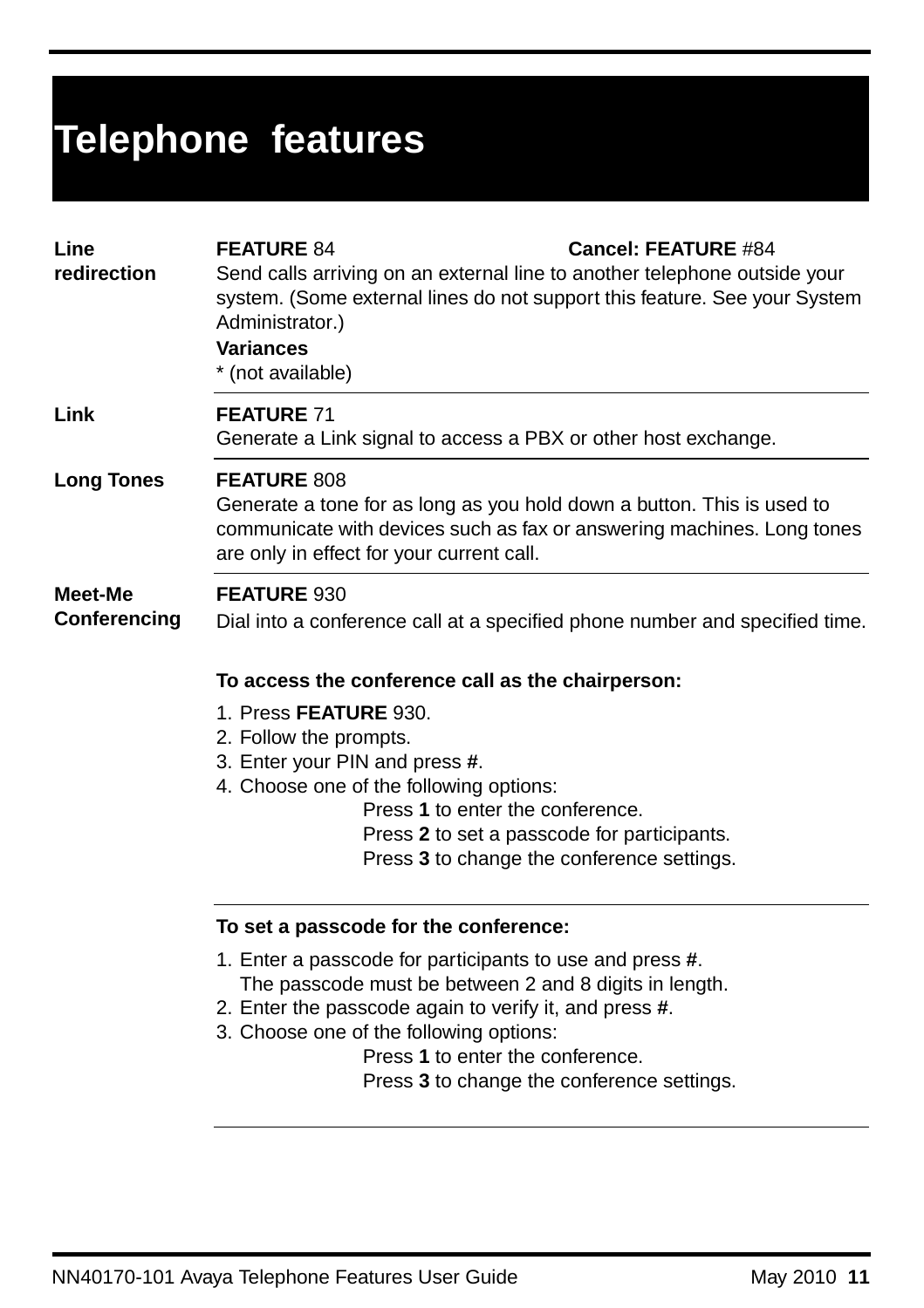# Telephone features

**Line redirection**

**FEATURE** 84 **Cancel: FEATURE** #84

Send calls arriving on an external line to another telephone outside your system. (Some external lines do not support this feature. See your System Administrator.)

**Variances**

* (not available)

**Link**

**FEATURE** 71

Generate a Link signal to access a PBX or other host exchange.

**Long Tones**

**FEATURE** 808

Generate a tone for as long as you hold down a button. This is used to communicate with devices such as fax or answering machines. Long tones are only in effect for your current call.

**Meet-Me Conferencing**

**FEATURE** 930

Dial into a conference call at a specified phone number and specified time.

**To access the conference call as the chairperson:**

1. Press **FEATURE** 930.
2. Follow the prompts.
3. Enter your PIN and press **#**.
4. Choose one of the following options:
   - Press **1** to enter the conference.
   - Press **2** to set a passcode for participants.
   - Press **3** to change the conference settings.

**To set a passcode for the conference:**

1. Enter a passcode for participants to use and press **#**.
   The passcode must be between 2 and 8 digits in length.
2. Enter the passcode again to verify it, and press **#**.
3. Choose one of the following options:
   - Press **1** to enter the conference.
   - Press **3** to change the conference settings.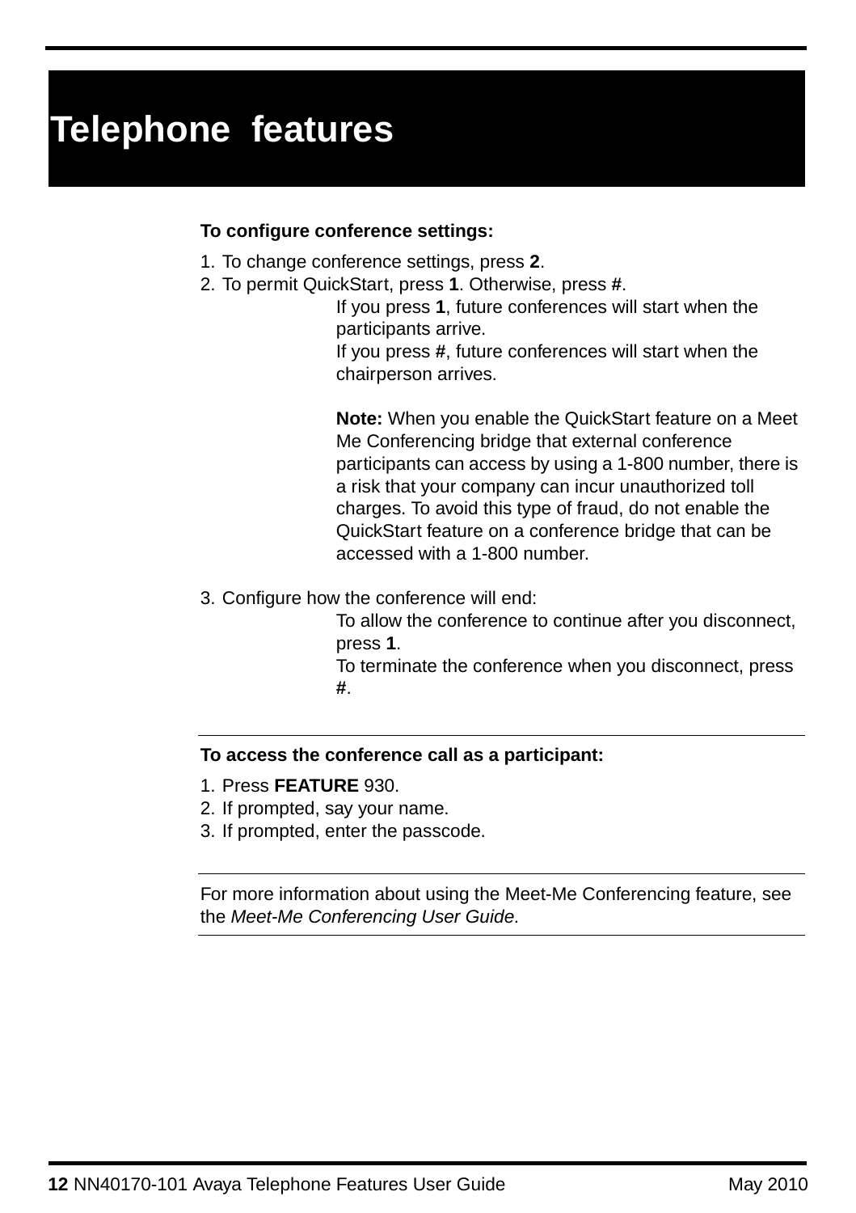# Telephone features

**To configure conference settings:**

1. To change conference settings, press **2**.
2. To permit QuickStart, press **1**. Otherwise, press **#**.

   If you press **1**, future conferences will start when the participants arrive.

   If you press **#**, future conferences will start when the chairperson arrives.

   **Note:** When you enable the QuickStart feature on a Meet Me Conferencing bridge that external conference participants can access by using a 1-800 number, there is a risk that your company can incur unauthorized toll charges. To avoid this type of fraud, do not enable the QuickStart feature on a conference bridge that can be accessed with a 1-800 number.

3. Configure how the conference will end:

   To allow the conference to continue after you disconnect, press **1**.

   To terminate the conference when you disconnect, press **#**.

---

**To access the conference call as a participant:**

1. Press **FEATURE** 930.
2. If prompted, say your name.
3. If prompted, enter the passcode.

---

For more information about using the Meet-Me Conferencing feature, see the *Meet-Me Conferencing User Guide*.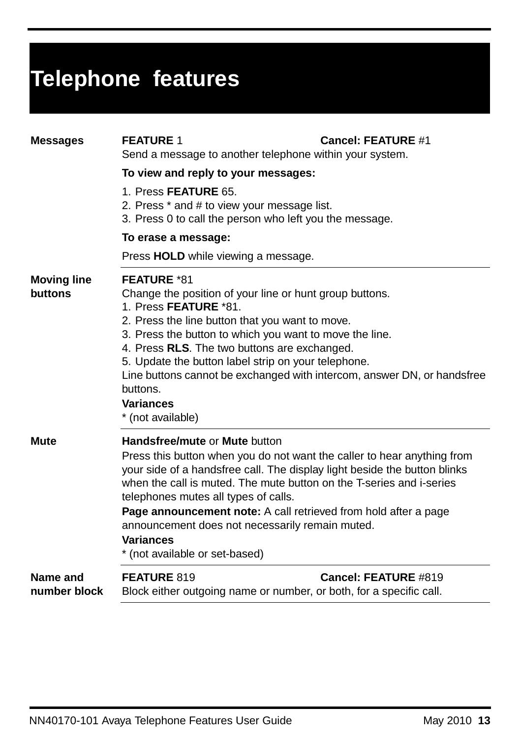# Telephone features

| | |
|---|---|
| **Messages** | **FEATURE** 1 &nbsp;&nbsp;&nbsp;&nbsp;&nbsp;&nbsp;&nbsp;&nbsp; **Cancel: FEATURE** #1<br>Send a message to another telephone within your system.<br>**To view and reply to your messages:**<br>1. Press **FEATURE** 65.<br>2. Press * and # to view your message list.<br>3. Press 0 to call the person who left you the message.<br>**To erase a message:**<br>Press **HOLD** while viewing a message. |
| **Moving line buttons** | **FEATURE** *81<br>Change the position of your line or hunt group buttons.<br>1. Press **FEATURE** *81.<br>2. Press the line button that you want to move.<br>3. Press the button to which you want to move the line.<br>4. Press **RLS**. The two buttons are exchanged.<br>5. Update the button label strip on your telephone.<br>Line buttons cannot be exchanged with intercom, answer DN, or handsfree buttons.<br>**Variances**<br>* (not available) |
| **Mute** | **Handsfree/mute** or **Mute** button<br>Press this button when you do not want the caller to hear anything from your side of a handsfree call. The display light beside the button blinks when the call is muted. The mute button on the T-series and i-series telephones mutes all types of calls.<br>**Page announcement note:** A call retrieved from hold after a page announcement does not necessarily remain muted.<br>**Variances**<br>* (not available or set-based) |
| **Name and number block** | **FEATURE** 819 &nbsp;&nbsp;&nbsp;&nbsp;&nbsp;&nbsp;&nbsp;&nbsp; **Cancel: FEATURE** #819<br>Block either outgoing name or number, or both, for a specific call. |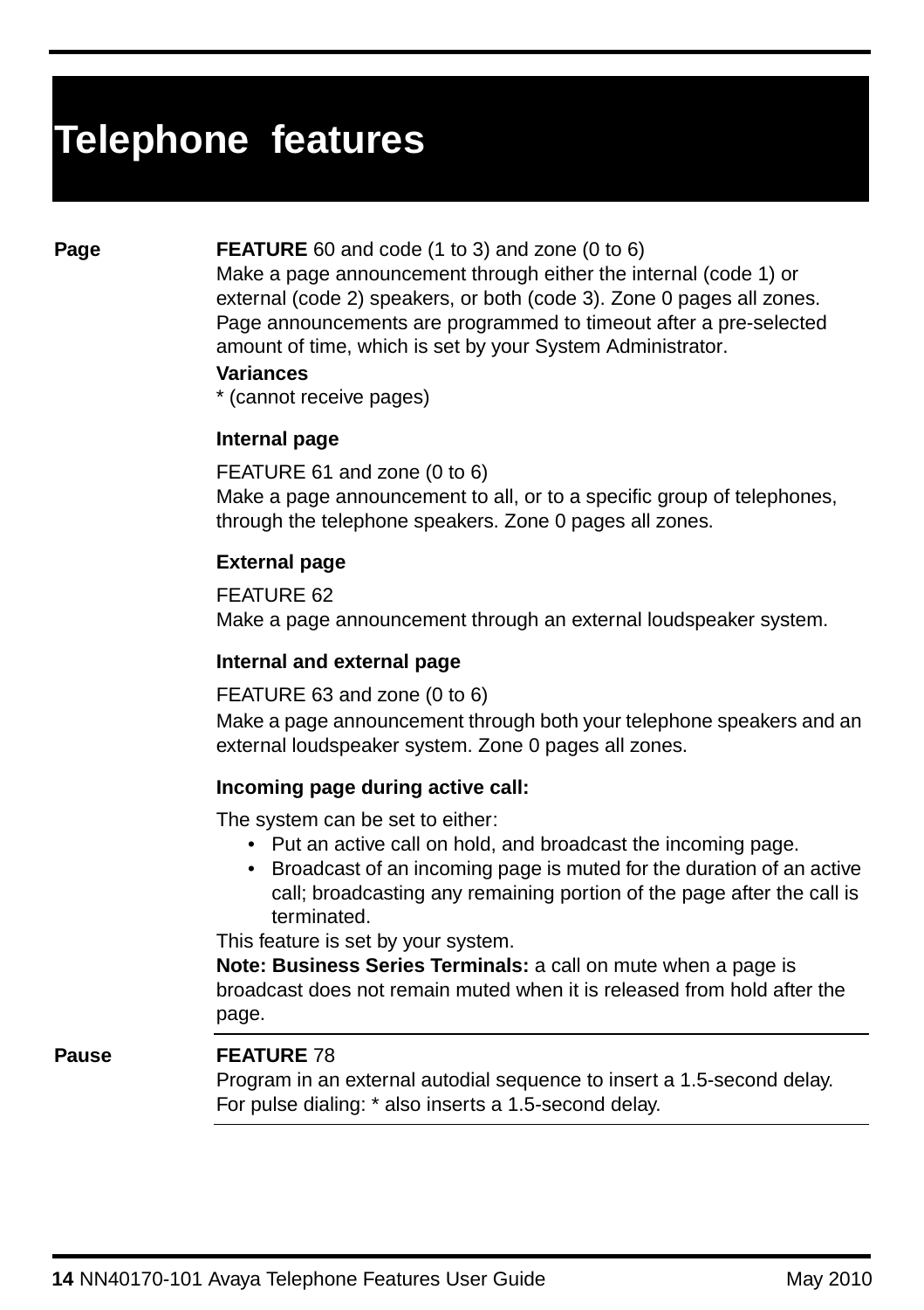# Telephone features

**Page**

**FEATURE** 60 and code (1 to 3) and zone (0 to 6)
Make a page announcement through either the internal (code 1) or external (code 2) speakers, or both (code 3). Zone 0 pages all zones. Page announcements are programmed to timeout after a pre-selected amount of time, which is set by your System Administrator.

**Variances**
* (cannot receive pages)

**Internal page**

FEATURE 61 and zone (0 to 6)
Make a page announcement to all, or to a specific group of telephones, through the telephone speakers. Zone 0 pages all zones.

**External page**

FEATURE 62
Make a page announcement through an external loudspeaker system.

**Internal and external page**

FEATURE 63 and zone (0 to 6)
Make a page announcement through both your telephone speakers and an external loudspeaker system. Zone 0 pages all zones.

**Incoming page during active call:**

The system can be set to either:

- Put an active call on hold, and broadcast the incoming page.
- Broadcast of an incoming page is muted for the duration of an active call; broadcasting any remaining portion of the page after the call is terminated.

This feature is set by your system.
**Note: Business Series Terminals:** a call on mute when a page is broadcast does not remain muted when it is released from hold after the page.

---

**Pause**

**FEATURE** 78
Program in an external autodial sequence to insert a 1.5-second delay.
For pulse dialing: * also inserts a 1.5-second delay.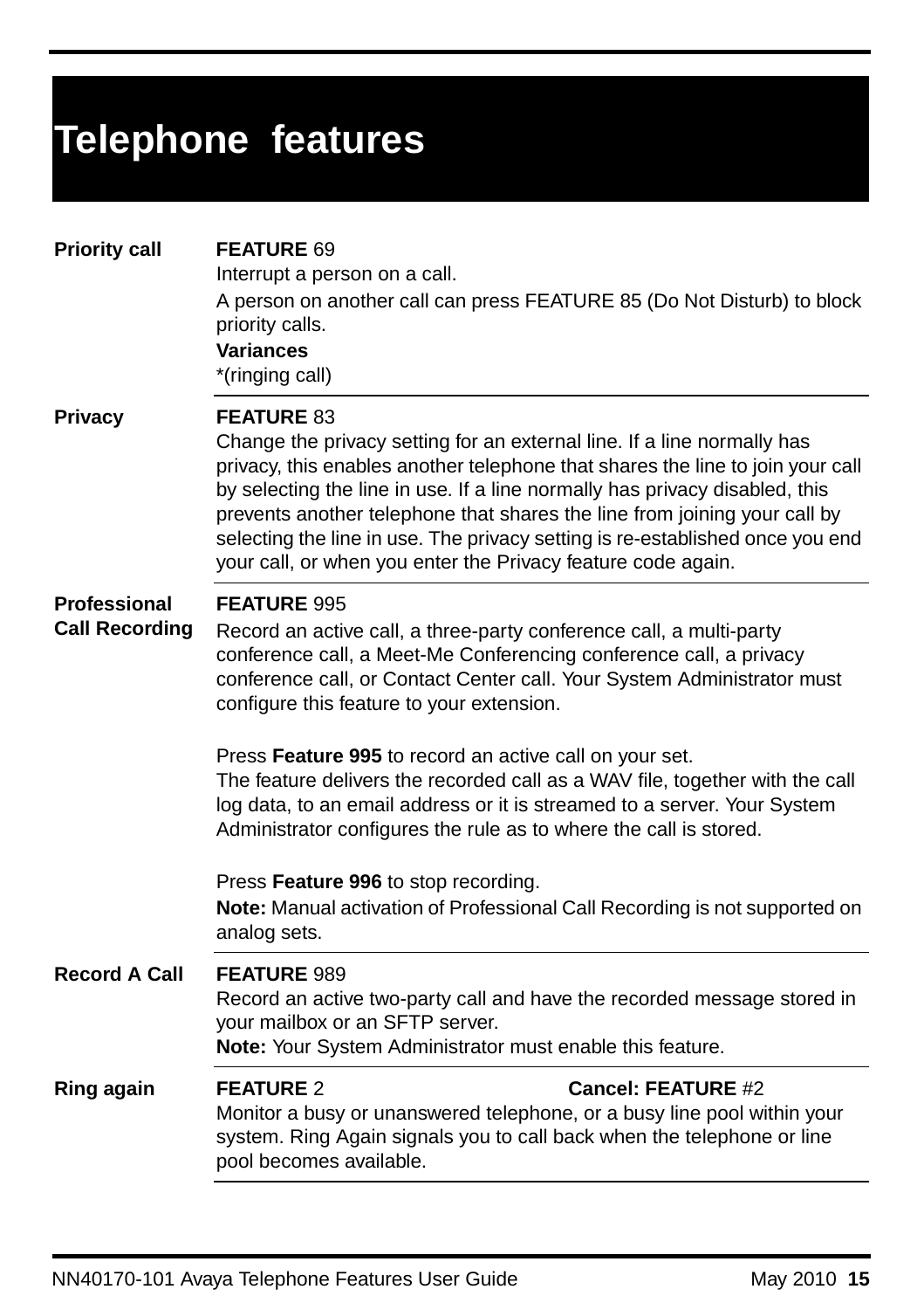# Telephone features

**Priority call**

**FEATURE** 69
Interrupt a person on a call.

A person on another call can press FEATURE 85 (Do Not Disturb) to block priority calls.

**Variances**
*(ringing call)

**Privacy**

**FEATURE** 83
Change the privacy setting for an external line. If a line normally has privacy, this enables another telephone that shares the line to join your call by selecting the line in use. If a line normally has privacy disabled, this prevents another telephone that shares the line from joining your call by selecting the line in use. The privacy setting is re-established once you end your call, or when you enter the Privacy feature code again.

**Professional Call Recording**

**FEATURE** 995
Record an active call, a three-party conference call, a multi-party conference call, a Meet-Me Conferencing conference call, a privacy conference call, or Contact Center call. Your System Administrator must configure this feature to your extension.

Press **Feature 995** to record an active call on your set.
The feature delivers the recorded call as a WAV file, together with the call log data, to an email address or it is streamed to a server. Your System Administrator configures the rule as to where the call is stored.

Press **Feature 996** to stop recording.

**Note:** Manual activation of Professional Call Recording is not supported on analog sets.

**Record A Call**

**FEATURE** 989
Record an active two-party call and have the recorded message stored in your mailbox or an SFTP server.
**Note:** Your System Administrator must enable this feature.

**Ring again**

**FEATURE** 2 **Cancel: FEATURE** #2
Monitor a busy or unanswered telephone, or a busy line pool within your system. Ring Again signals you to call back when the telephone or line pool becomes available.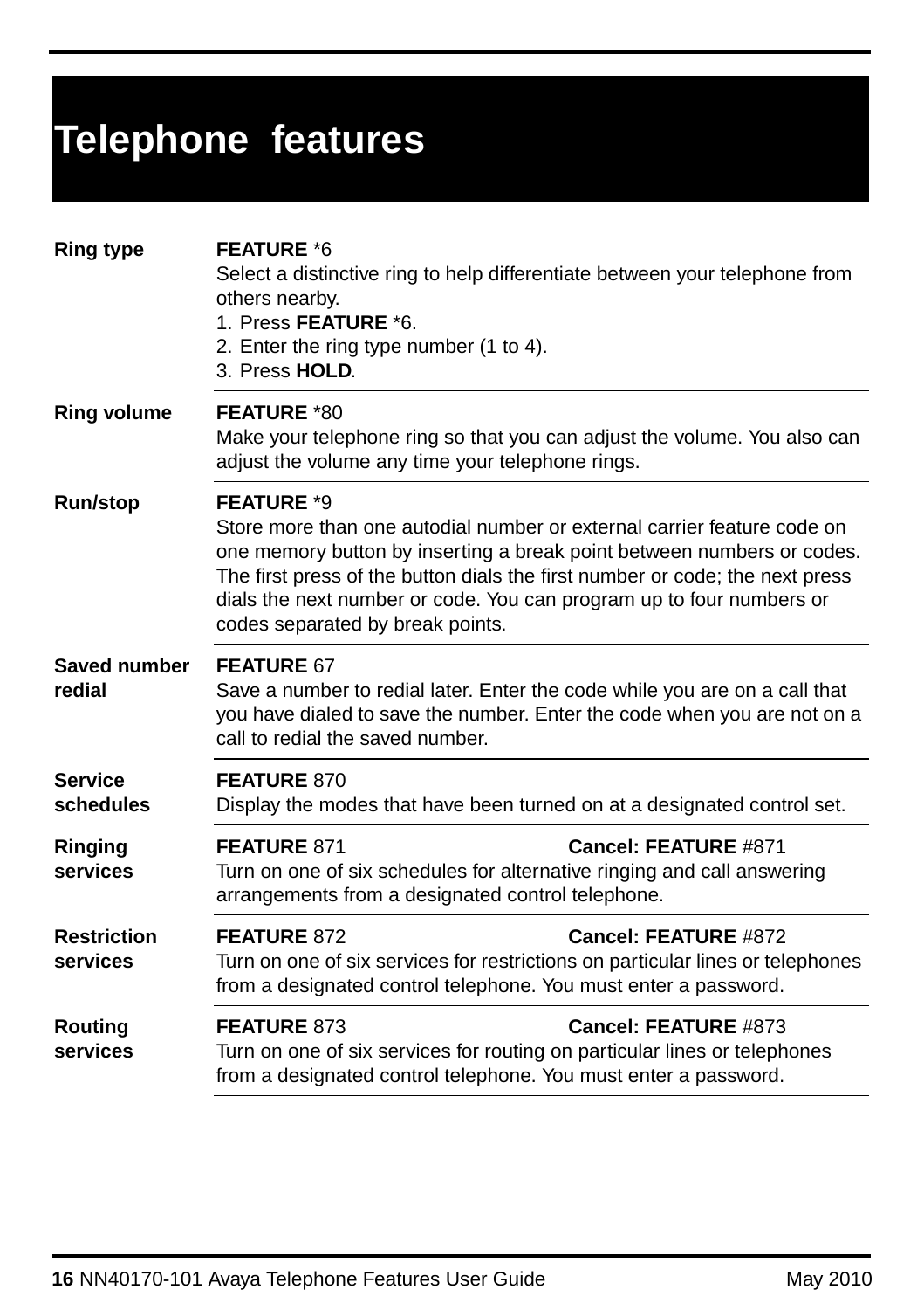# Telephone features

**Ring type**

**FEATURE** *6

Select a distinctive ring to help differentiate between your telephone from others nearby.

1. Press **FEATURE** *6.
2. Enter the ring type number (1 to 4).
3. Press **HOLD**.

**Ring volume**

**FEATURE** *80

Make your telephone ring so that you can adjust the volume. You also can adjust the volume any time your telephone rings.

**Run/stop**

**FEATURE** *9

Store more than one autodial number or external carrier feature code on one memory button by inserting a break point between numbers or codes. The first press of the button dials the first number or code; the next press dials the next number or code. You can program up to four numbers or codes separated by break points.

**Saved number redial**

**FEATURE** 67

Save a number to redial later. Enter the code while you are on a call that you have dialed to save the number. Enter the code when you are not on a call to redial the saved number.

**Service schedules**

**FEATURE** 870

Display the modes that have been turned on at a designated control set.

**Ringing services**

**FEATURE** 871 **Cancel: FEATURE** #871

Turn on one of six schedules for alternative ringing and call answering arrangements from a designated control telephone.

**Restriction services**

**FEATURE** 872 **Cancel: FEATURE** #872

Turn on one of six services for restrictions on particular lines or telephones from a designated control telephone. You must enter a password.

**Routing services**

**FEATURE** 873 **Cancel: FEATURE** #873

Turn on one of six services for routing on particular lines or telephones from a designated control telephone. You must enter a password.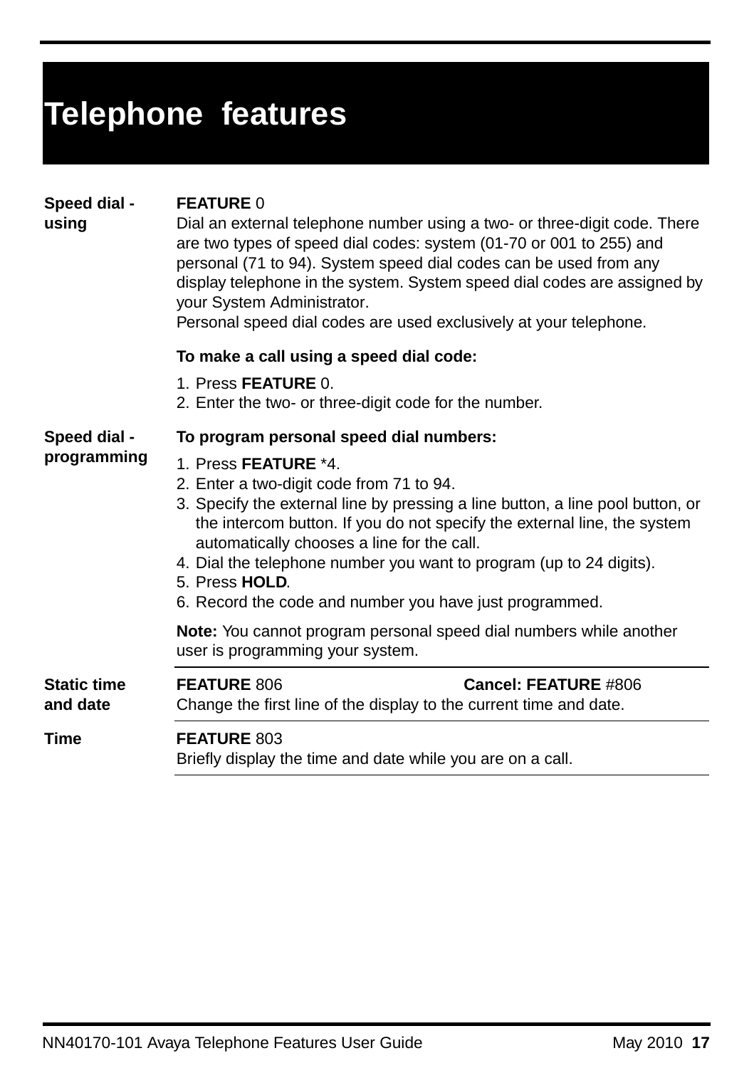# Telephone features

**Speed dial - using**

**FEATURE** 0

Dial an external telephone number using a two- or three-digit code. There are two types of speed dial codes: system (01-70 or 001 to 255) and personal (71 to 94). System speed dial codes can be used from any display telephone in the system. System speed dial codes are assigned by your System Administrator.
Personal speed dial codes are used exclusively at your telephone.

**To make a call using a speed dial code:**

1. Press **FEATURE** 0.
2. Enter the two- or three-digit code for the number.

**Speed dial - programming**

**To program personal speed dial numbers:**

1. Press **FEATURE** *4.
2. Enter a two-digit code from 71 to 94.
3. Specify the external line by pressing a line button, a line pool button, or the intercom button. If you do not specify the external line, the system automatically chooses a line for the call.
4. Dial the telephone number you want to program (up to 24 digits).
5. Press **HOLD**.
6. Record the code and number you have just programmed.

**Note:** You cannot program personal speed dial numbers while another user is programming your system.

**Static time and date**

**FEATURE** 806 — **Cancel: FEATURE** #806

Change the first line of the display to the current time and date.

**Time**

**FEATURE** 803

Briefly display the time and date while you are on a call.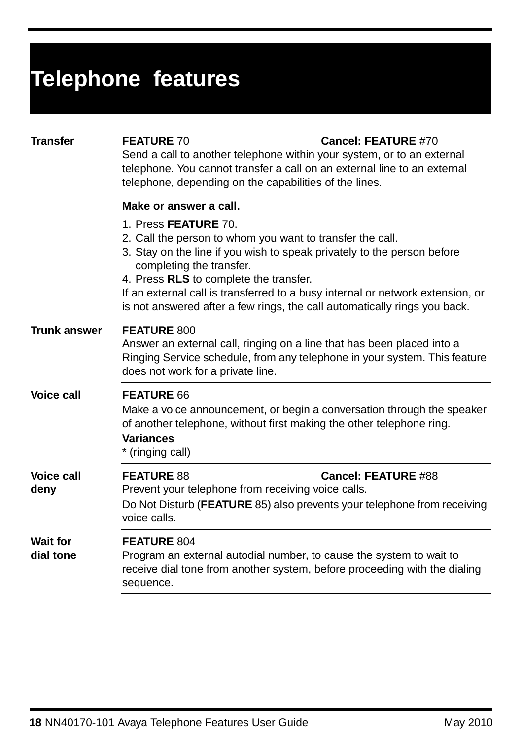# Telephone features

## Transfer

**FEATURE** 70 — **Cancel: FEATURE** #70

Send a call to another telephone within your system, or to an external telephone. You cannot transfer a call on an external line to an external telephone, depending on the capabilities of the lines.

**Make or answer a call.**

1. Press **FEATURE** 70.
2. Call the person to whom you want to transfer the call.
3. Stay on the line if you wish to speak privately to the person before completing the transfer.
4. Press **RLS** to complete the transfer.

If an external call is transferred to a busy internal or network extension, or is not answered after a few rings, the call automatically rings you back.

## Trunk answer

**FEATURE** 800

Answer an external call, ringing on a line that has been placed into a Ringing Service schedule, from any telephone in your system. This feature does not work for a private line.

## Voice call

**FEATURE** 66

Make a voice announcement, or begin a conversation through the speaker of another telephone, without first making the other telephone ring.

**Variances**

* (ringing call)

## Voice call deny

**FEATURE** 88 — **Cancel: FEATURE** #88

Prevent your telephone from receiving voice calls.

Do Not Disturb (**FEATURE** 85) also prevents your telephone from receiving voice calls.

## Wait for dial tone

**FEATURE** 804

Program an external autodial number, to cause the system to wait to receive dial tone from another system, before proceeding with the dialing sequence.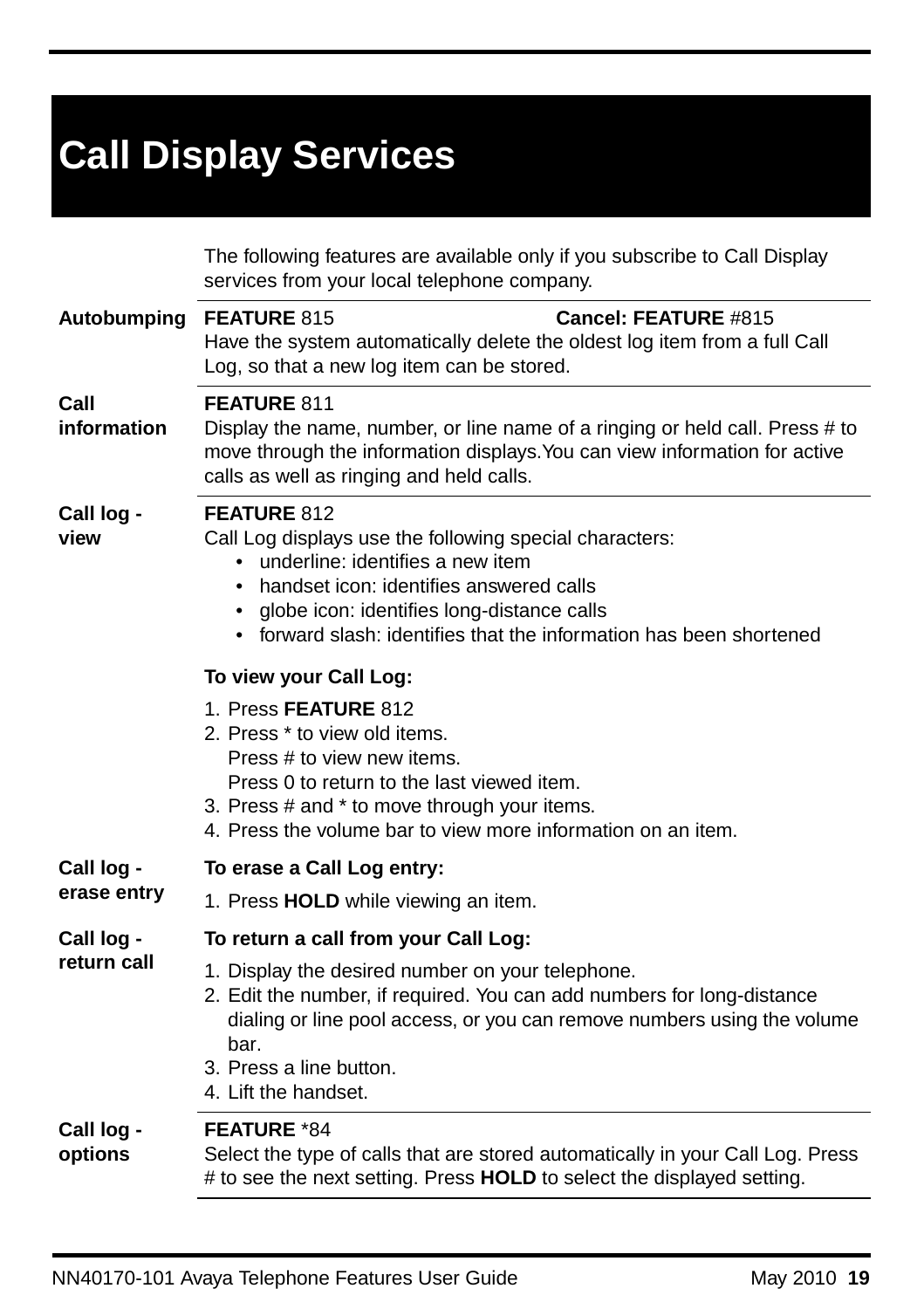# Call Display Services

The following features are available only if you subscribe to Call Display services from your local telephone company.

**Autobumping**

**FEATURE** 815 **Cancel: FEATURE** #815

Have the system automatically delete the oldest log item from a full Call Log, so that a new log item can be stored.

**Call information**

**FEATURE** 811

Display the name, number, or line name of a ringing or held call. Press # to move through the information displays.You can view information for active calls as well as ringing and held calls.

**Call log - view**

**FEATURE** 812

Call Log displays use the following special characters:

- underline: identifies a new item
- handset icon: identifies answered calls
- globe icon: identifies long-distance calls
- forward slash: identifies that the information has been shortened

**To view your Call Log:**

1. Press **FEATURE** 812
2. Press * to view old items.
   Press # to view new items.
   Press 0 to return to the last viewed item.
3. Press # and * to move through your items.
4. Press the volume bar to view more information on an item.

**Call log - erase entry**

**To erase a Call Log entry:**

1. Press **HOLD** while viewing an item.

**Call log - return call**

**To return a call from your Call Log:**

1. Display the desired number on your telephone.
2. Edit the number, if required. You can add numbers for long-distance dialing or line pool access, or you can remove numbers using the volume bar.
3. Press a line button.
4. Lift the handset.

**Call log - options**

**FEATURE** *84

Select the type of calls that are stored automatically in your Call Log. Press # to see the next setting. Press **HOLD** to select the displayed setting.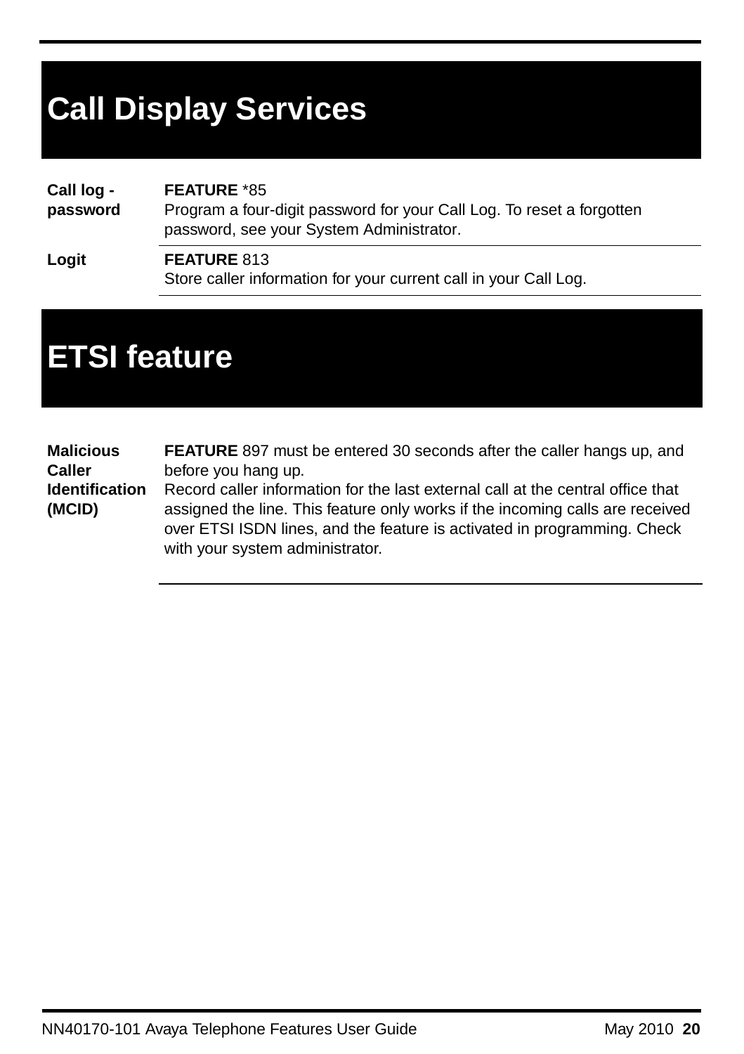# Call Display Services

| | |
|---|---|
| **Call log - password** | **FEATURE** *85<br>Program a four-digit password for your Call Log. To reset a forgotten password, see your System Administrator. |
| **Logit** | **FEATURE** 813<br>Store caller information for your current call in your Call Log. |

# ETSI feature

| | |
|---|---|
| **Malicious Caller Identification (MCID)** | **FEATURE** 897 must be entered 30 seconds after the caller hangs up, and before you hang up.<br>Record caller information for the last external call at the central office that assigned the line. This feature only works if the incoming calls are received over ETSI ISDN lines, and the feature is activated in programming. Check with your system administrator. |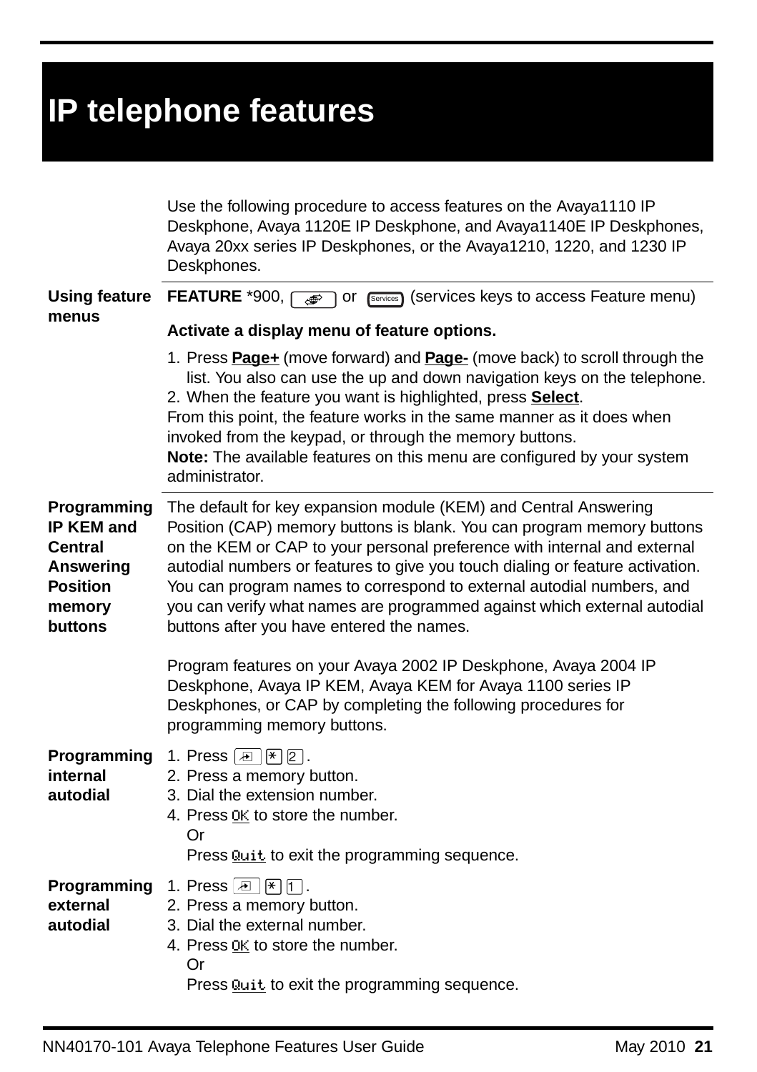# IP telephone features

Use the following procedure to access features on the Avaya1110 IP Deskphone, Avaya 1120E IP Deskphone, and Avaya1140E IP Deskphones, Avaya 20xx series IP Deskphones, or the Avaya1210, 1220, and 1230 IP Deskphones.

**Using feature menus**

**FEATURE** *900, [ ] or [Services] (services keys to access Feature menu)

**Activate a display menu of feature options.**

1. Press **Page+** (move forward) and **Page-** (move back) to scroll through the list. You also can use the up and down navigation keys on the telephone.
2. When the feature you want is highlighted, press **Select**.

From this point, the feature works in the same manner as it does when invoked from the keypad, or through the memory buttons.

**Note:** The available features on this menu are configured by your system administrator.

**Programming IP KEM and Central Answering Position memory buttons**

The default for key expansion module (KEM) and Central Answering Position (CAP) memory buttons is blank. You can program memory buttons on the KEM or CAP to your personal preference with internal and external autodial numbers or features to give you touch dialing or feature activation. You can program names to correspond to external autodial numbers, and you can verify what names are programmed against which external autodial buttons after you have entered the names.

Program features on your Avaya 2002 IP Deskphone, Avaya 2004 IP Deskphone, Avaya IP KEM, Avaya KEM for Avaya 1100 series IP Deskphones, or CAP by completing the following procedures for programming memory buttons.

**Programming internal autodial**

1. Press [ ] [*] [2].
2. Press a memory button.
3. Dial the extension number.
4. Press OK to store the number.
   Or
   Press Quit to exit the programming sequence.

**Programming external autodial**

1. Press [ ] [*] [1].
2. Press a memory button.
3. Dial the external number.
4. Press OK to store the number.
   Or
   Press Quit to exit the programming sequence.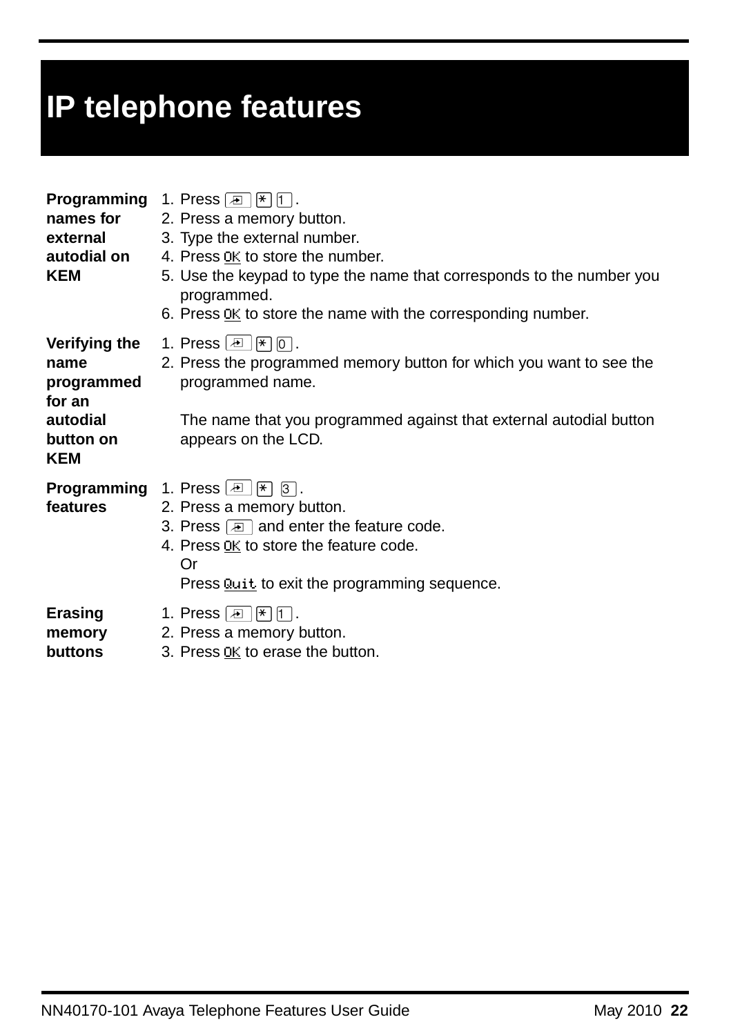# IP telephone features

| | |
|---|---|
| **Programming names for external autodial on KEM** | 1. Press [Feature] [*] [1].<br>2. Press a memory button.<br>3. Type the external number.<br>4. Press OK to store the number.<br>5. Use the keypad to type the name that corresponds to the number you programmed.<br>6. Press OK to store the name with the corresponding number. |
| **Verifying the name programmed for an autodial button on KEM** | 1. Press [Feature] [*] [0].<br>2. Press the programmed memory button for which you want to see the programmed name.<br><br>The name that you programmed against that external autodial button appears on the LCD. |
| **Programming features** | 1. Press [Feature] [*] [3].<br>2. Press a memory button.<br>3. Press [Feature] and enter the feature code.<br>4. Press OK to store the feature code.<br>Or<br>Press Quit to exit the programming sequence. |
| **Erasing memory buttons** | 1. Press [Feature] [*] [1].<br>2. Press a memory button.<br>3. Press OK to erase the button. |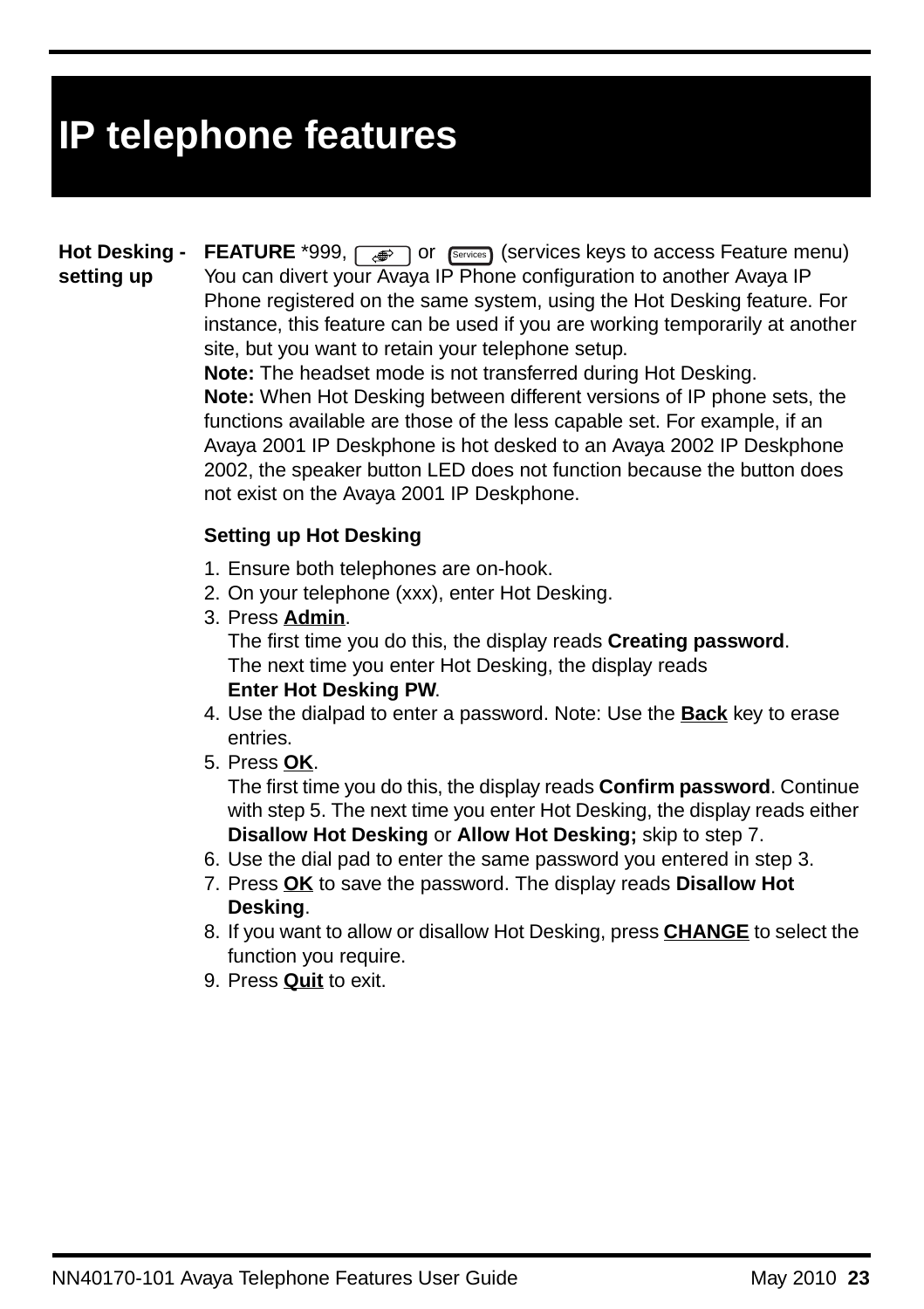# IP telephone features

**Hot Desking - setting up**

**FEATURE** *999, [icon] or [Services] (services keys to access Feature menu)
You can divert your Avaya IP Phone configuration to another Avaya IP Phone registered on the same system, using the Hot Desking feature. For instance, this feature can be used if you are working temporarily at another site, but you want to retain your telephone setup.

**Note:** The headset mode is not transferred during Hot Desking.

**Note:** When Hot Desking between different versions of IP phone sets, the functions available are those of the less capable set. For example, if an Avaya 2001 IP Deskphone is hot desked to an Avaya 2002 IP Deskphone 2002, the speaker button LED does not function because the button does not exist on the Avaya 2001 IP Deskphone.

**Setting up Hot Desking**

1. Ensure both telephones are on-hook.
2. On your telephone (xxx), enter Hot Desking.
3. Press **Admin**.
   The first time you do this, the display reads **Creating password**.
   The next time you enter Hot Desking, the display reads
   **Enter Hot Desking PW**.
4. Use the dialpad to enter a password. Note: Use the **Back** key to erase entries.
5. Press **OK**.
   The first time you do this, the display reads **Confirm password**. Continue with step 5. The next time you enter Hot Desking, the display reads either **Disallow Hot Desking** or **Allow Hot Desking;** skip to step 7.
6. Use the dial pad to enter the same password you entered in step 3.
7. Press **OK** to save the password. The display reads **Disallow Hot Desking**.
8. If you want to allow or disallow Hot Desking, press **CHANGE** to select the function you require.
9. Press **Quit** to exit.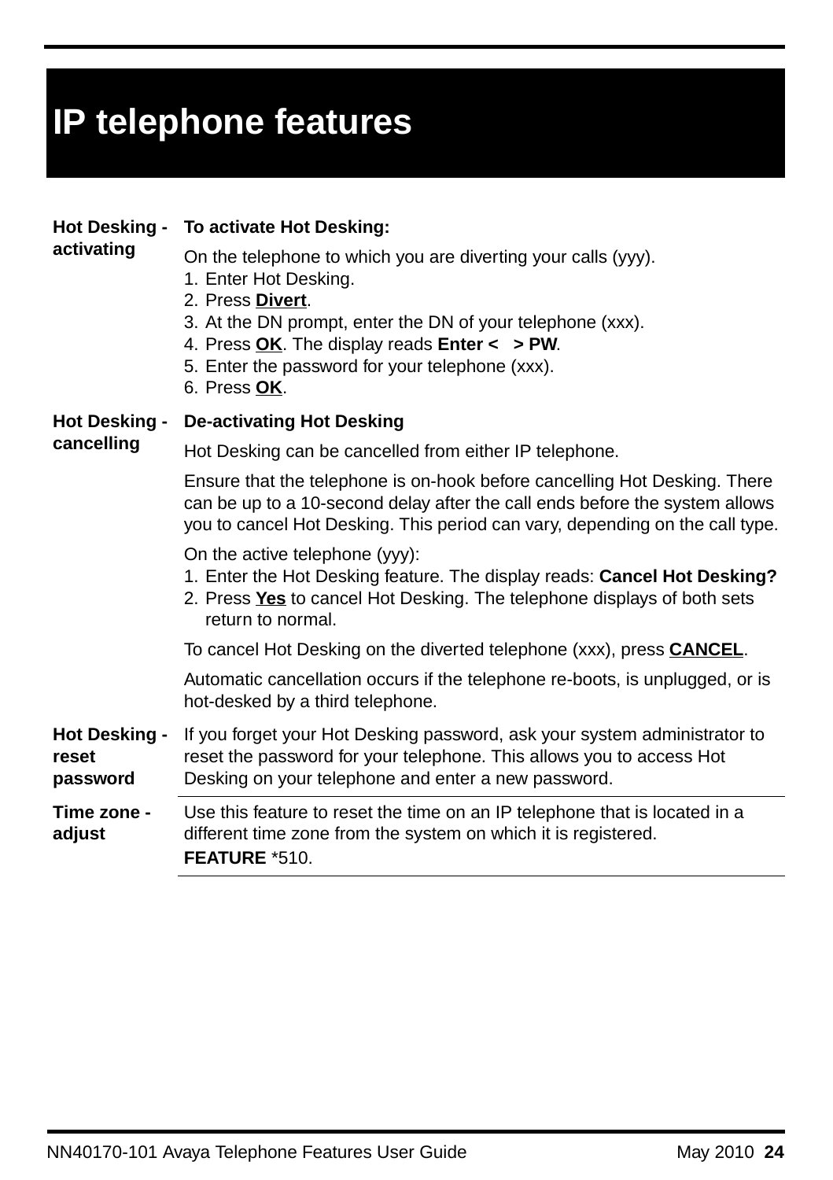# IP telephone features

| | |
|---|---|
| **Hot Desking - activating** | **To activate Hot Desking:**<br>On the telephone to which you are diverting your calls (yyy).<br>1. Enter Hot Desking.<br>2. Press **Divert**.<br>3. At the DN prompt, enter the DN of your telephone (xxx).<br>4. Press **OK**. The display reads **Enter < > PW**.<br>5. Enter the password for your telephone (xxx).<br>6. Press **OK**. |
| **Hot Desking - cancelling** | **De-activating Hot Desking**<br>Hot Desking can be cancelled from either IP telephone.<br>Ensure that the telephone is on-hook before cancelling Hot Desking. There can be up to a 10-second delay after the call ends before the system allows you to cancel Hot Desking. This period can vary, depending on the call type.<br>On the active telephone (yyy):<br>1. Enter the Hot Desking feature. The display reads: **Cancel Hot Desking?**<br>2. Press **Yes** to cancel Hot Desking. The telephone displays of both sets return to normal.<br>To cancel Hot Desking on the diverted telephone (xxx), press **CANCEL**.<br>Automatic cancellation occurs if the telephone re-boots, is unplugged, or is hot-desked by a third telephone. |
| **Hot Desking - reset password** | If you forget your Hot Desking password, ask your system administrator to reset the password for your telephone. This allows you to access Hot Desking on your telephone and enter a new password. |
| **Time zone - adjust** | Use this feature to reset the time on an IP telephone that is located in a different time zone from the system on which it is registered.<br>**FEATURE** *510. |